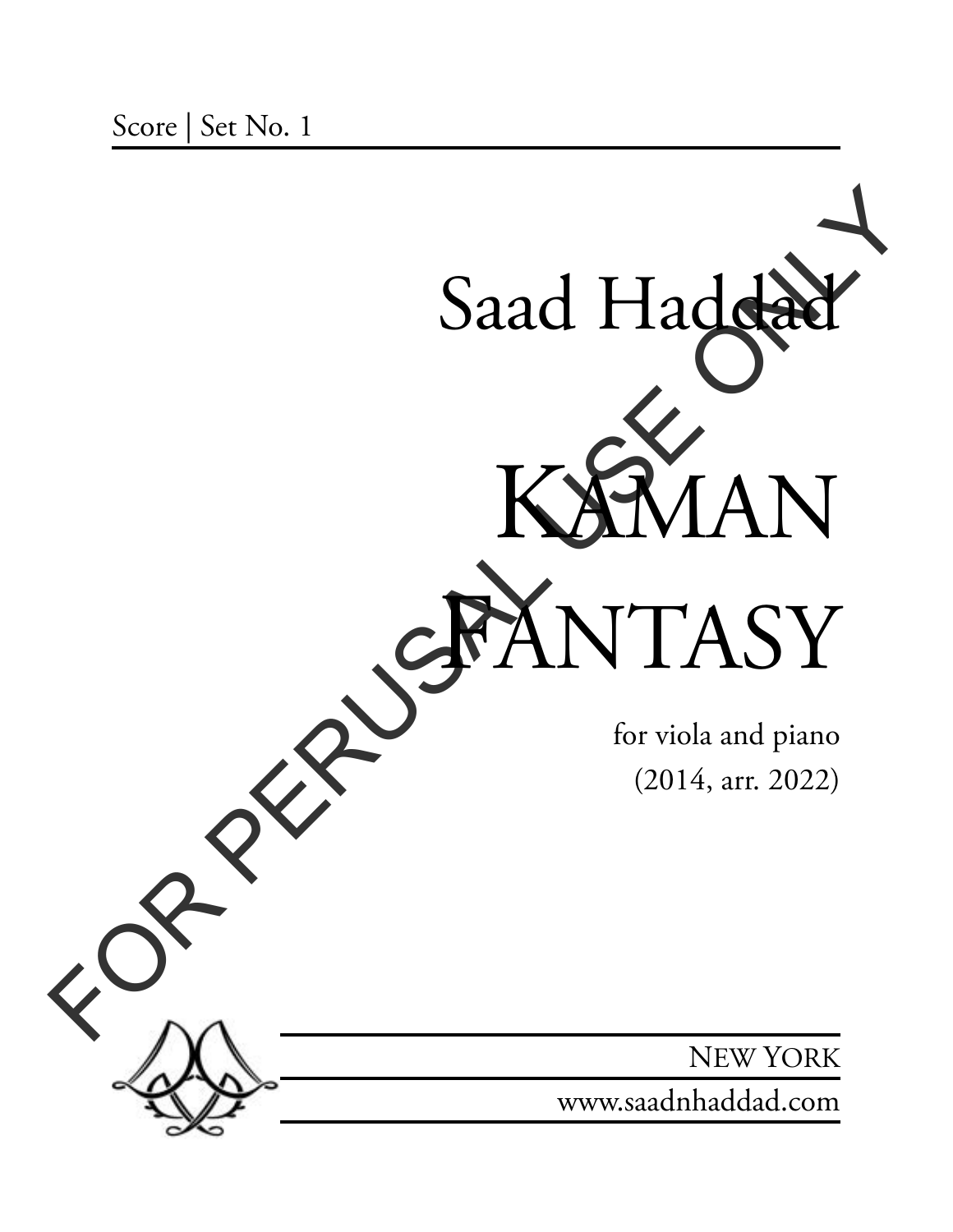Score | Set No. 1

# Saad Haddad

# KAMAN FANTASY

for viola and piano
(2014, arr. 2022)

FOR PERUSAL USE ONLY

NEW YORK
www.saadnhaddad.com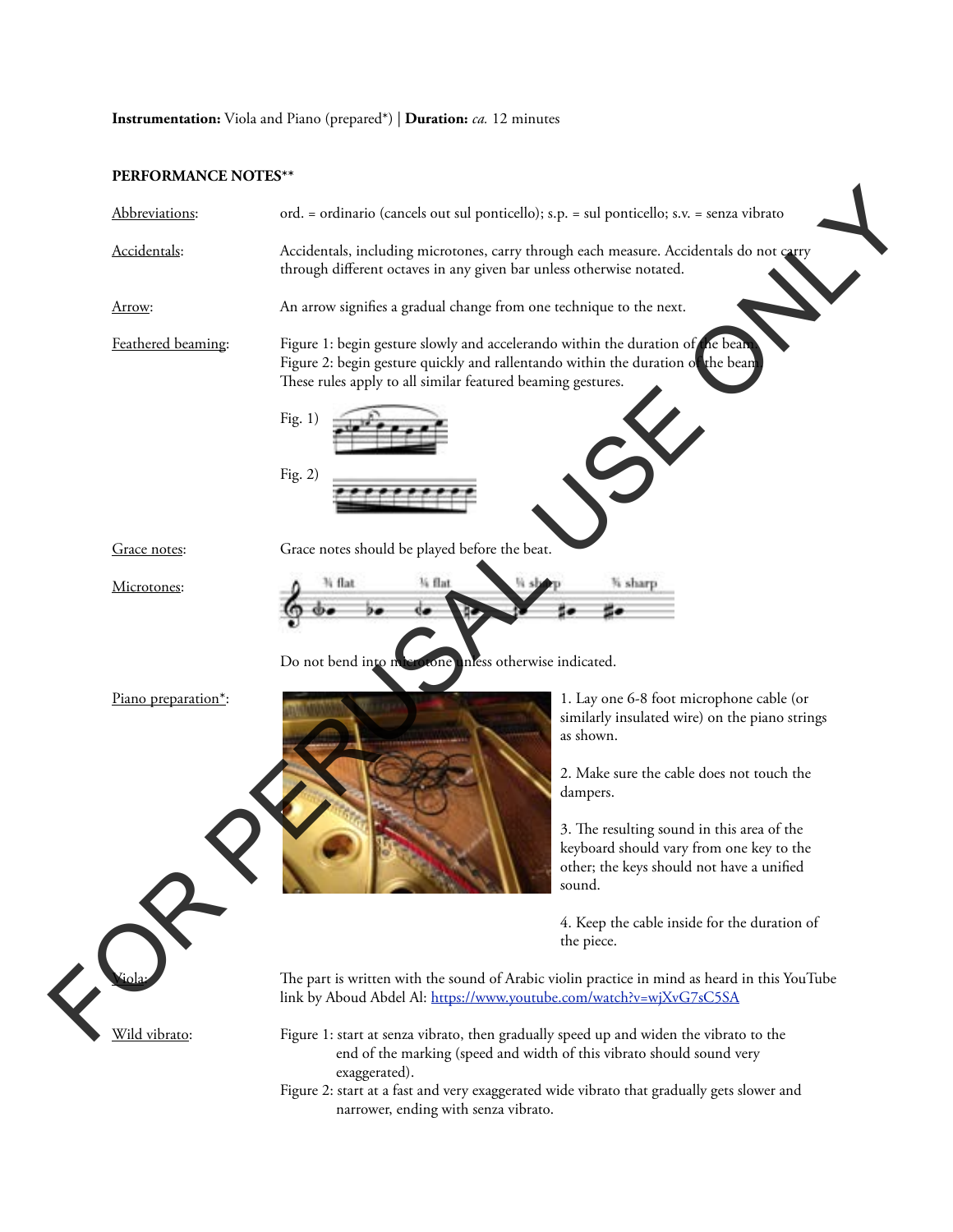**Instrumentation:** Viola and Piano (prepared*) | **Duration:** *ca.* 12 minutes

**PERFORMANCE NOTES****

Abbreviations: ord. = ordinario (cancels out sul ponticello); s.p. = sul ponticello; s.v. = senza vibrato

Accidentals: Accidentals, including microtones, carry through each measure. Accidentals do not carry through different octaves in any given bar unless otherwise notated.

Arrow: An arrow signifies a gradual change from one technique to the next.

Feathered beaming: Figure 1: begin gesture slowly and accelerando within the duration of the beam. Figure 2: begin gesture quickly and rallentando within the duration of the beam. These rules apply to all similar featured beaming gestures.

Fig. 1)

Fig. 2)

Grace notes: Grace notes should be played before the beat.

Microtones: ¾ flat, ¼ flat, ¼ sharp, ¾ sharp

Do not bend into microtone unless otherwise indicated.

Piano preparation*:

1. Lay one 6-8 foot microphone cable (or similarly insulated wire) on the piano strings as shown.

2. Make sure the cable does not touch the dampers.

3. The resulting sound in this area of the keyboard should vary from one key to the other; the keys should not have a unified sound.

4. Keep the cable inside for the duration of the piece.

Viola: The part is written with the sound of Arabic violin practice in mind as heard in this YouTube link by Aboud Abdel Al: https://www.youtube.com/watch?v=wjXvG7sC5SA

Wild vibrato: Figure 1: start at senza vibrato, then gradually speed up and widen the vibrato to the end of the marking (speed and width of this vibrato should sound very exaggerated).
Figure 2: start at a fast and very exaggerated wide vibrato that gradually gets slower and narrower, ending with senza vibrato.

FOR PERUSAL USE ONLY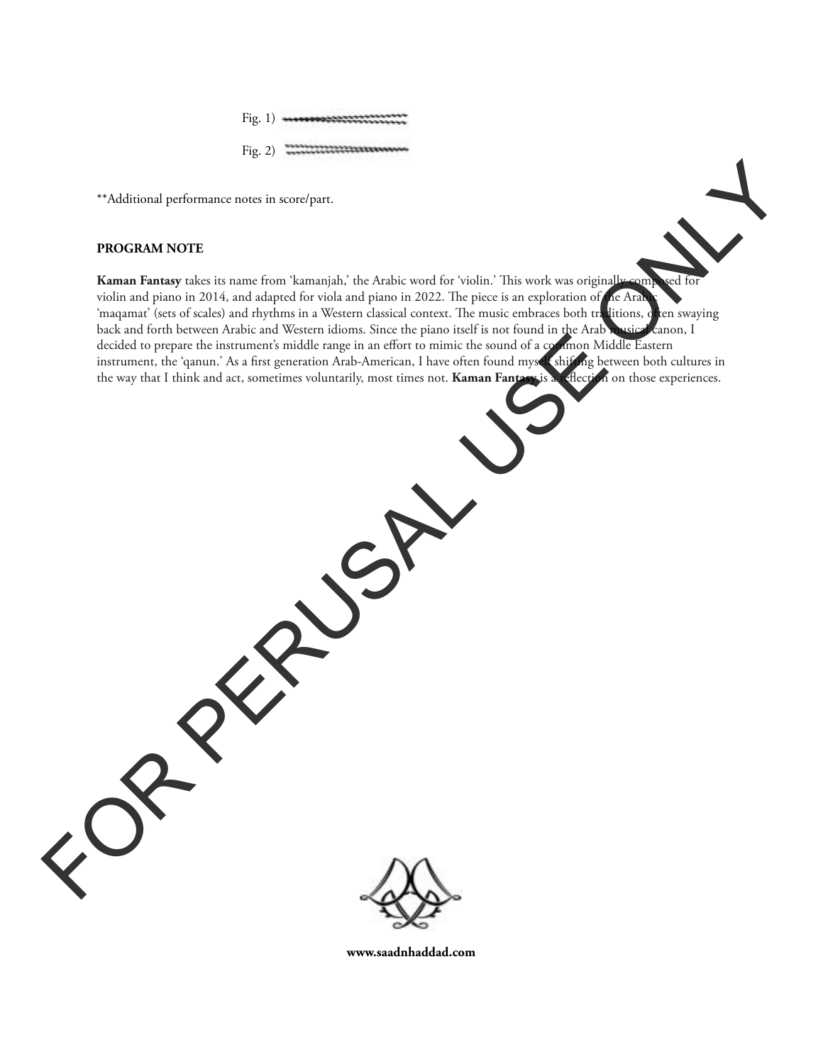Fig. 1)

Fig. 2)

**Additional performance notes in score/part.

## PROGRAM NOTE

**Kaman Fantasy** takes its name from 'kamanjah,' the Arabic word for 'violin.' This work was originally composed for violin and piano in 2014, and adapted for viola and piano in 2022. The piece is an exploration of the Arabic 'maqamat' (sets of scales) and rhythms in a Western classical context. The music embraces both traditions, often swaying back and forth between Arabic and Western idioms. Since the piano itself is not found in the Arab musical canon, I decided to prepare the instrument's middle range in an effort to mimic the sound of a common Middle Eastern instrument, the 'qanun.' As a first generation Arab-American, I have often found myself shifting between both cultures in the way that I think and act, sometimes voluntarily, most times not. **Kaman Fantasy** is a reflection on those experiences.

FOR PERUSAL USE ONLY

**www.saadnhaddad.com**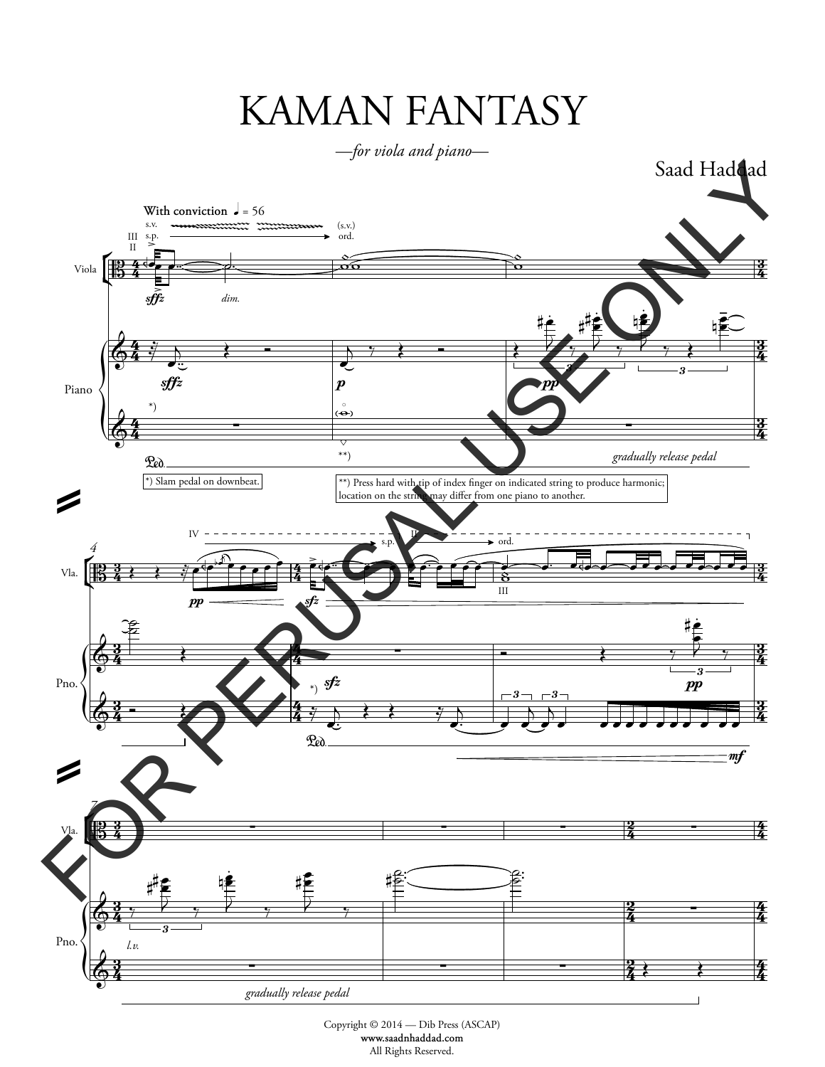# KAMAN FANTASY

*—for viola and piano—*

Saad Haddad

With conviction ♩ = 56

*) Slam pedal on downbeat.

**) Press hard with tip of index finger on indicated string to produce harmonic; location on the string may differ from one piano to another.

FOR PERUSAL USE ONLY

Copyright © 2014 — Dib Press (ASCAP)
www.saadnhaddad.com
All Rights Reserved.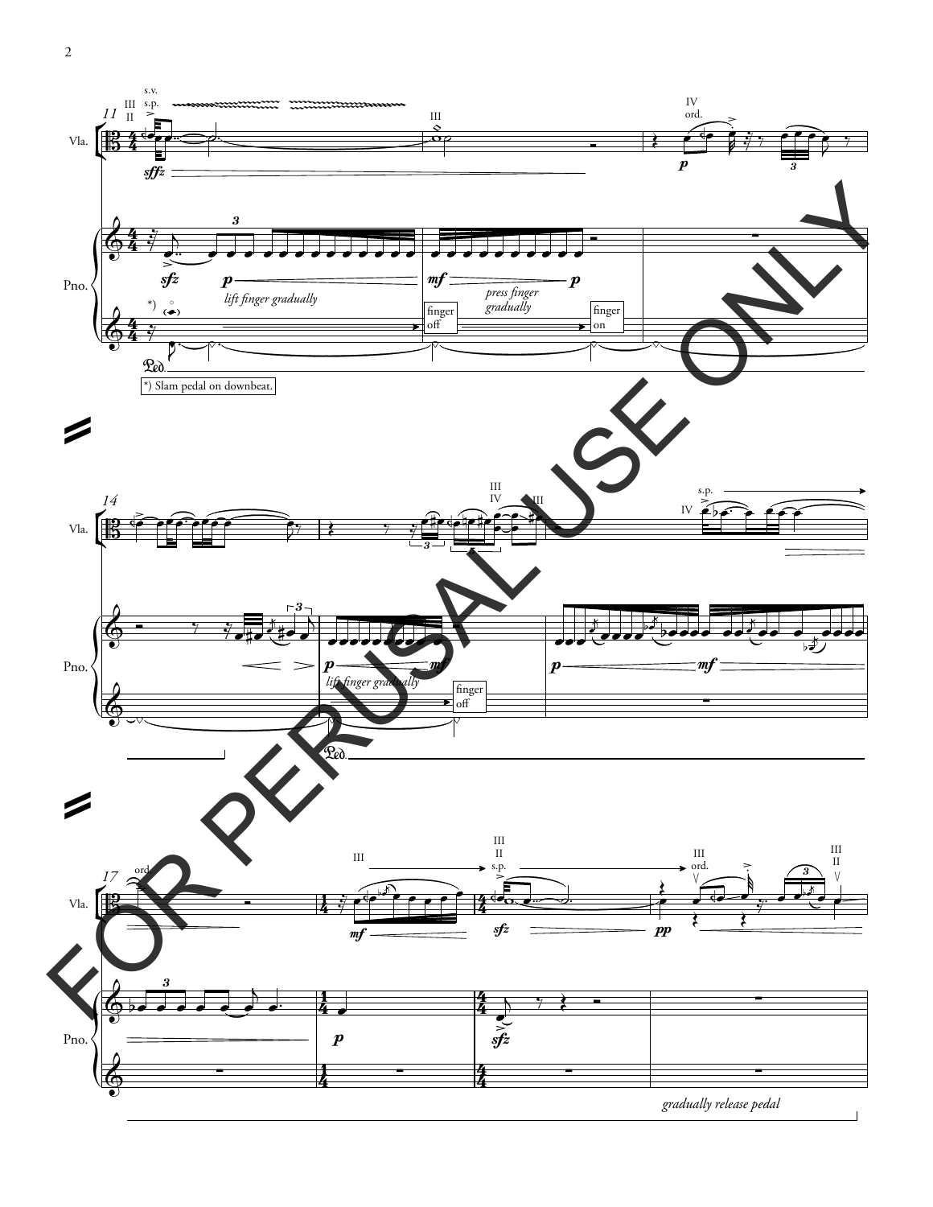*) Slam pedal on downbeat.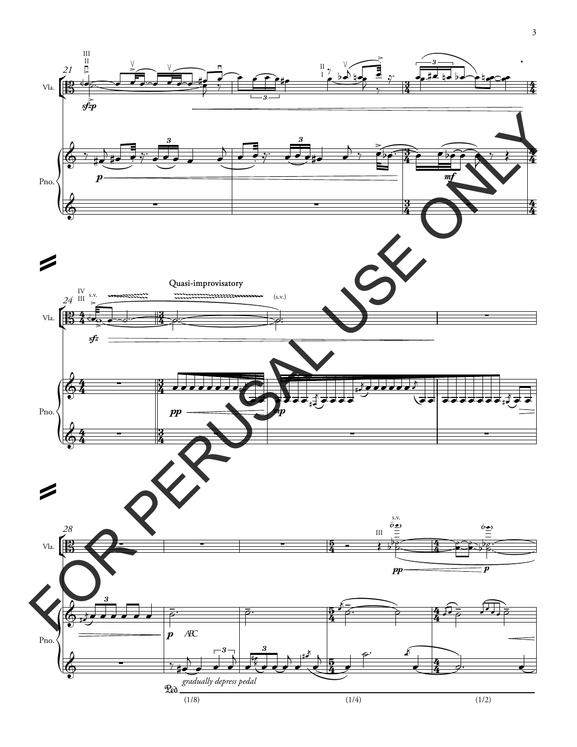Vla.

Pno.

Quasi-improvisatory

s.v.

(s.v.)

*gradually depress pedal*

(1/8)

(1/4)

(1/2)

FOR PERUSAL USE ONLY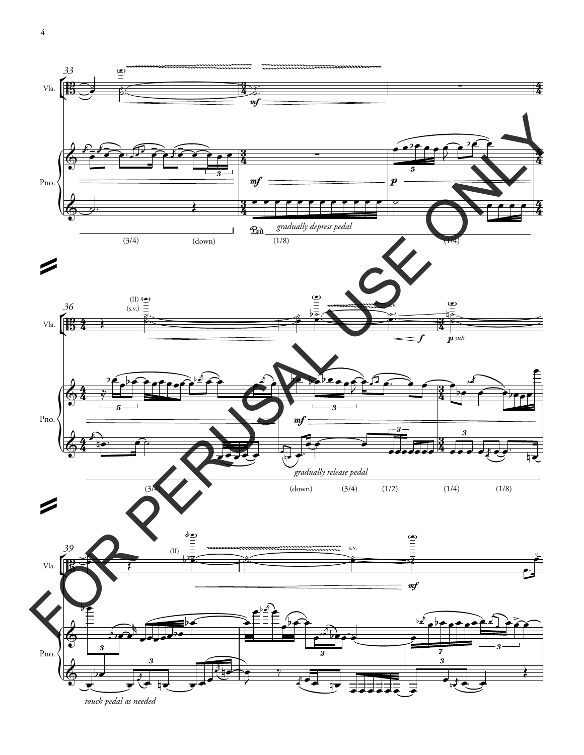33

Vla.

Pno.

*mf*

*p*

*gradually depress pedal*

(3/4) (down) (1/8) (1/4)

36

(II) (s.v.)

s.v.

*f* *p sub.*

*mf*

*gradually release pedal*

(3/4) (down) (3/4) (1/2) (1/4) (1/8)

39

(II)

s.v.

*mf*

*touch pedal as needed*

FOR PERUSAL USE ONLY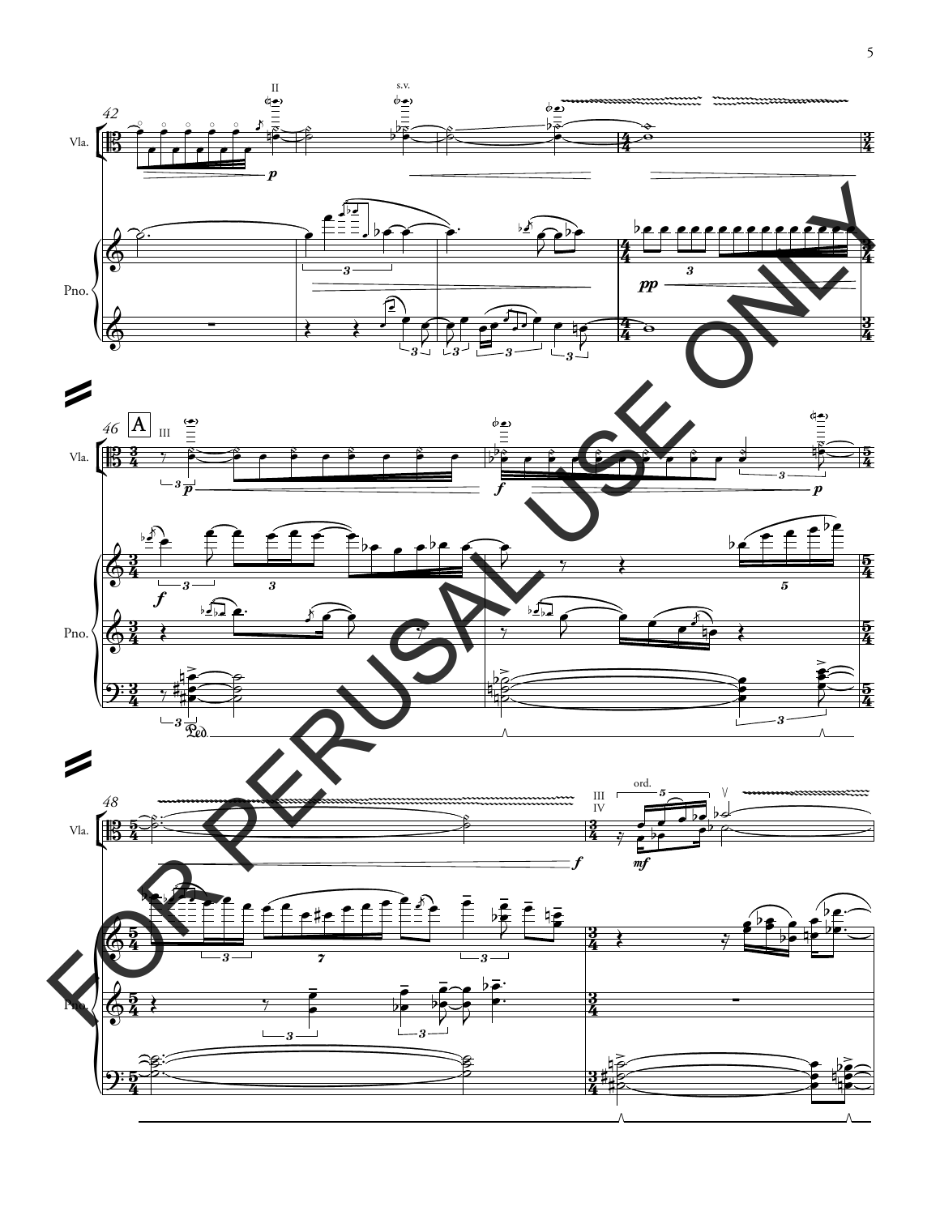FOR PERUSAL USE ONLY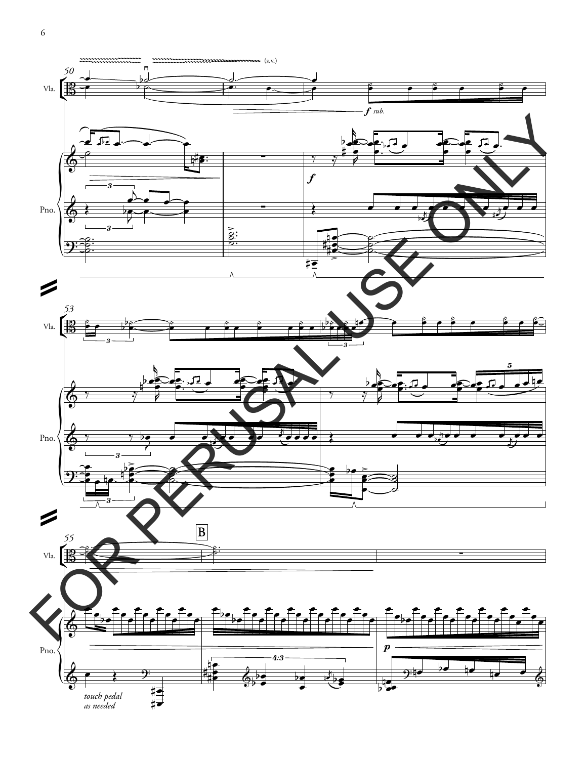Vla.

Pno.

(s.v.)

*f sub.*

*f*

B

*p*

*touch pedal as needed*

FOR PERUSAL USE ONLY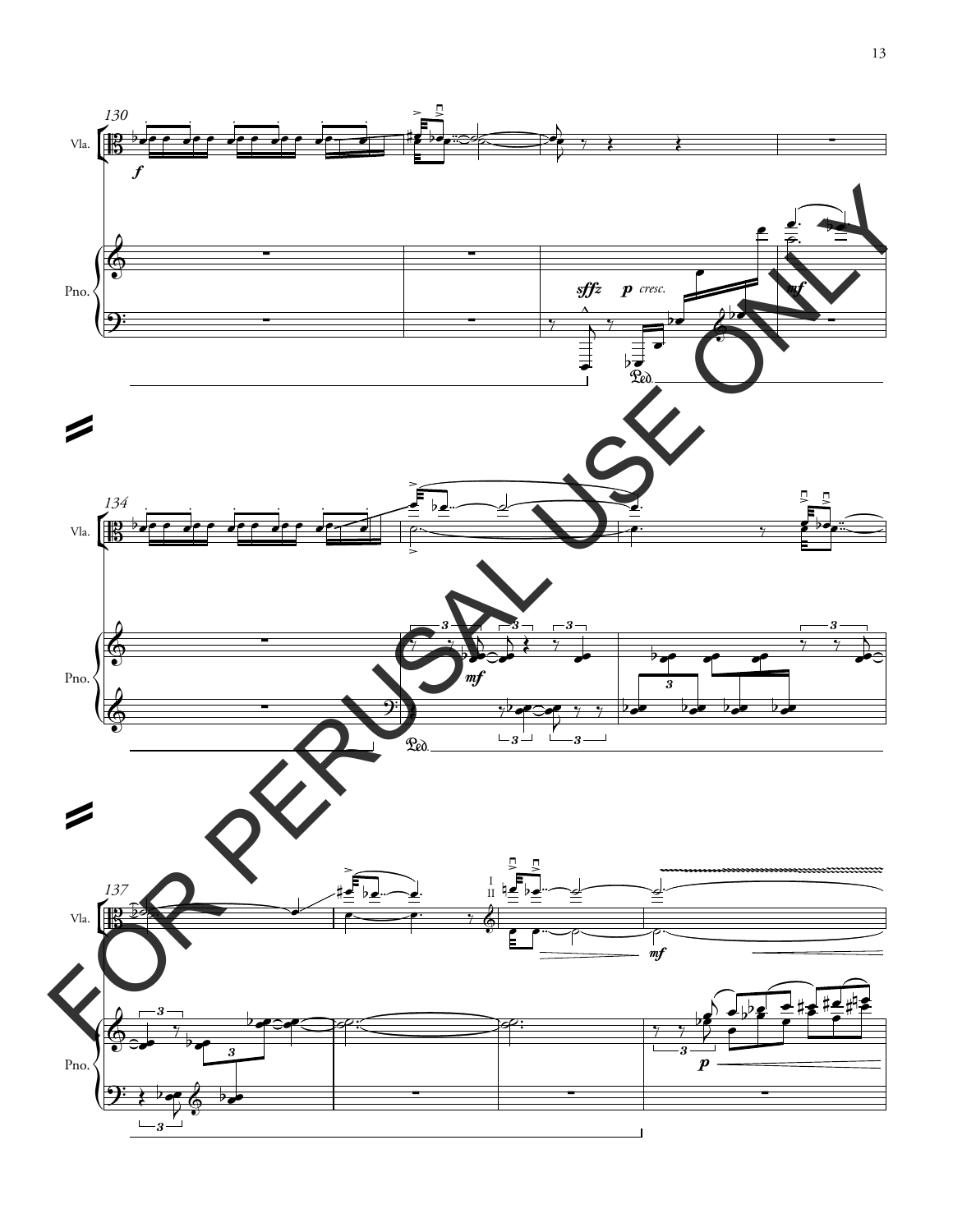FOR PERUSAL USE ONLY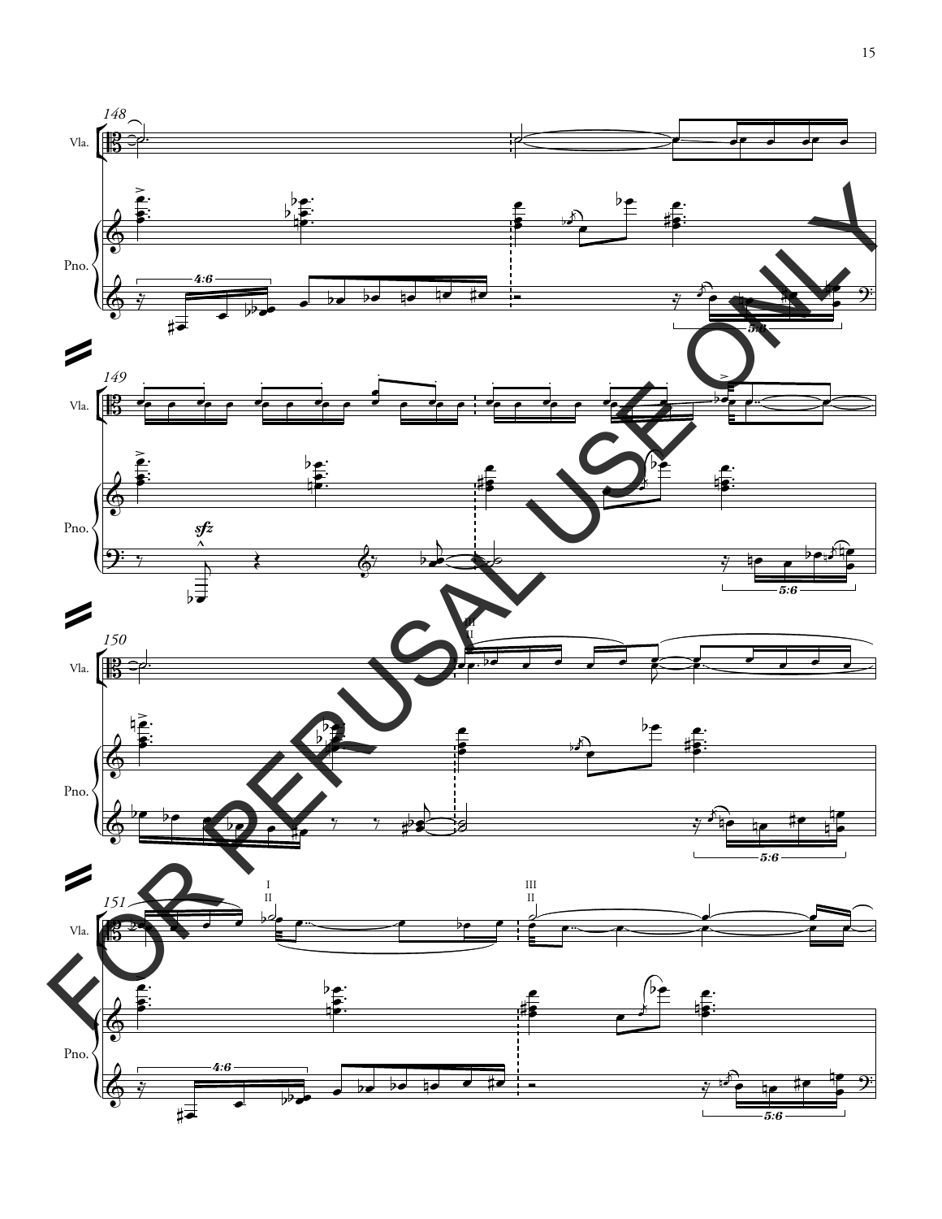FOR PERUSAL USE ONLY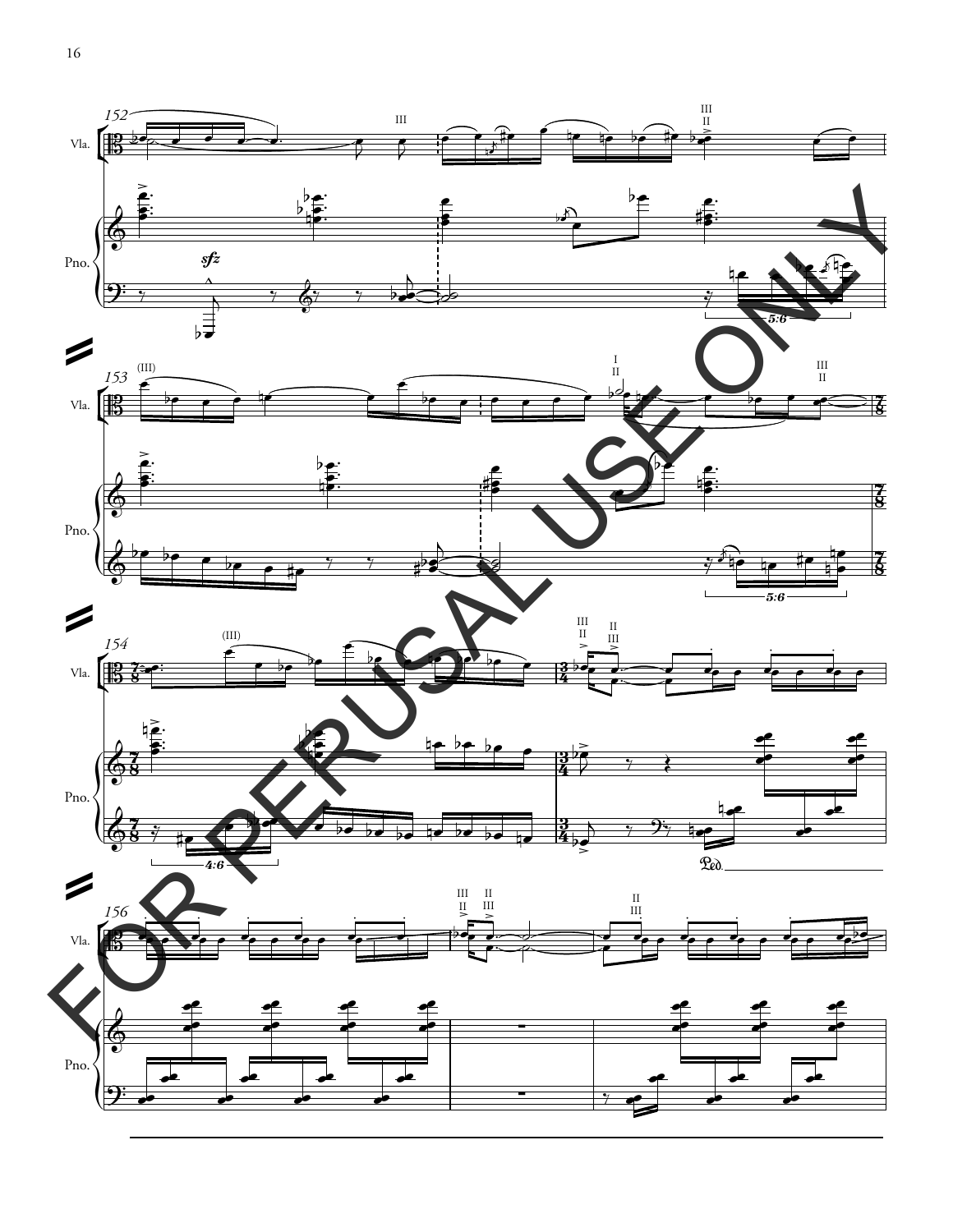FOR PERUSAL USE ONLY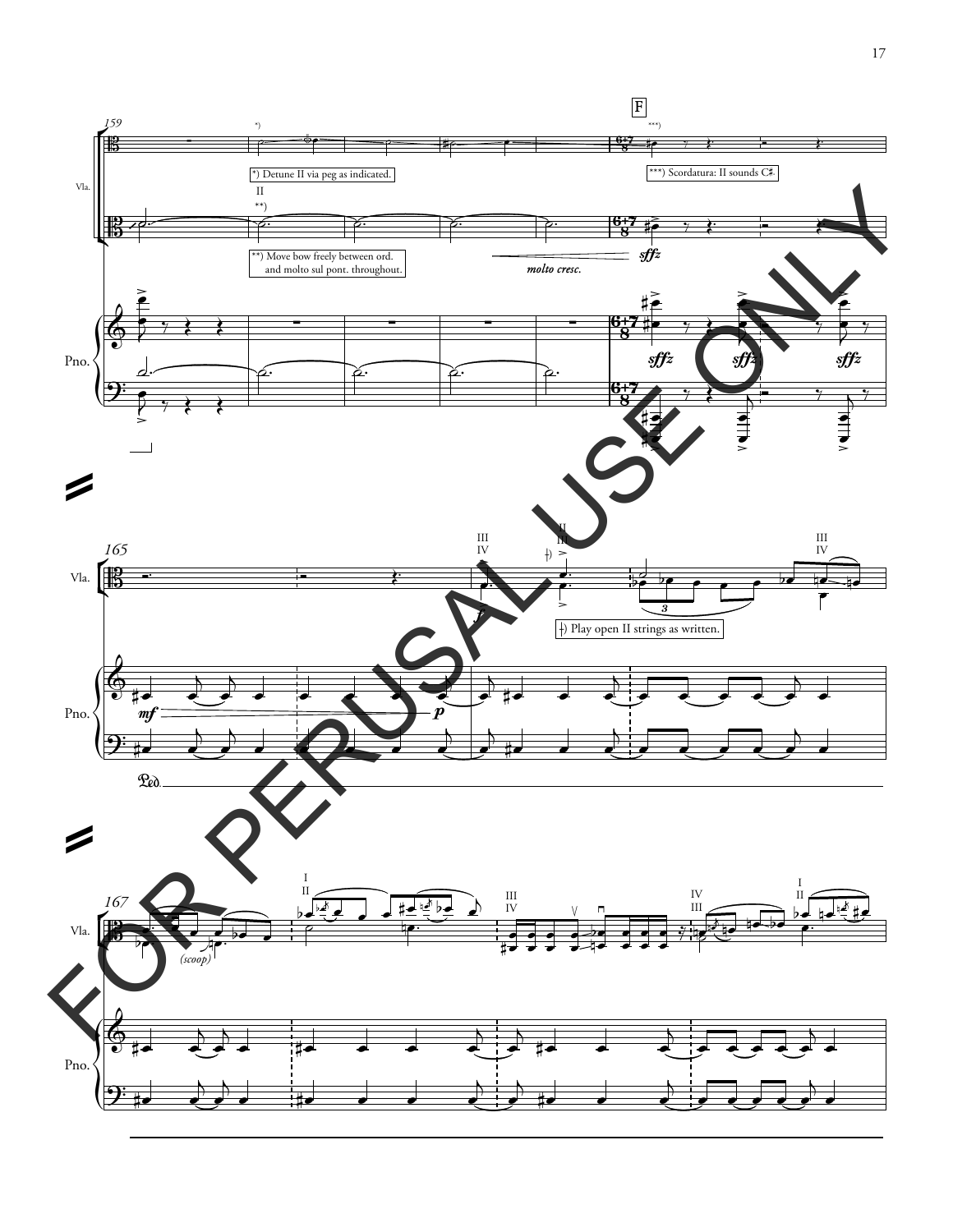F

*) Detune II via peg as indicated.

**) Move bow freely between ord. and molto sul pont. throughout.

***) Scordatura: II sounds C♯.

ǂ) Play open II strings as written.

FOR PERUSAL USE ONLY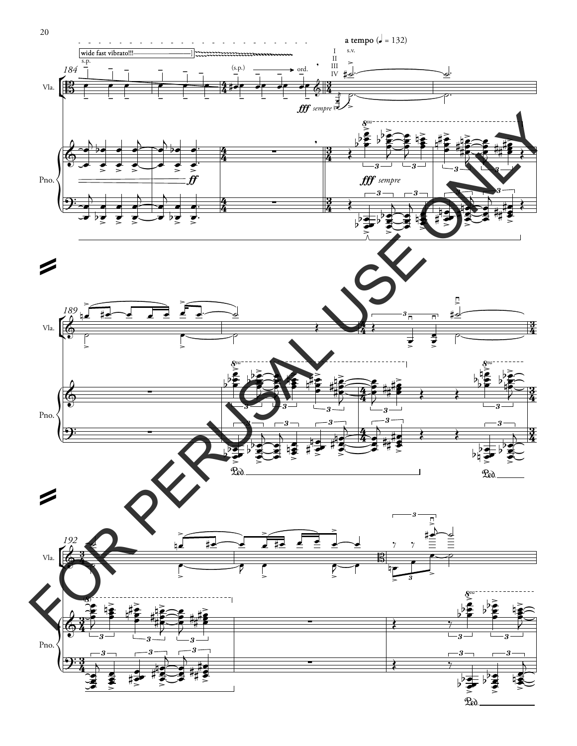wide fast vibrato!!!

s.p.

(s.p.) → ord.

a tempo (♩ = 132)

I II III IV s.v.

Vla.

Pno.

*fff sempre*

*ff*

*fff sempre*

FOR PERUSAL USE ONLY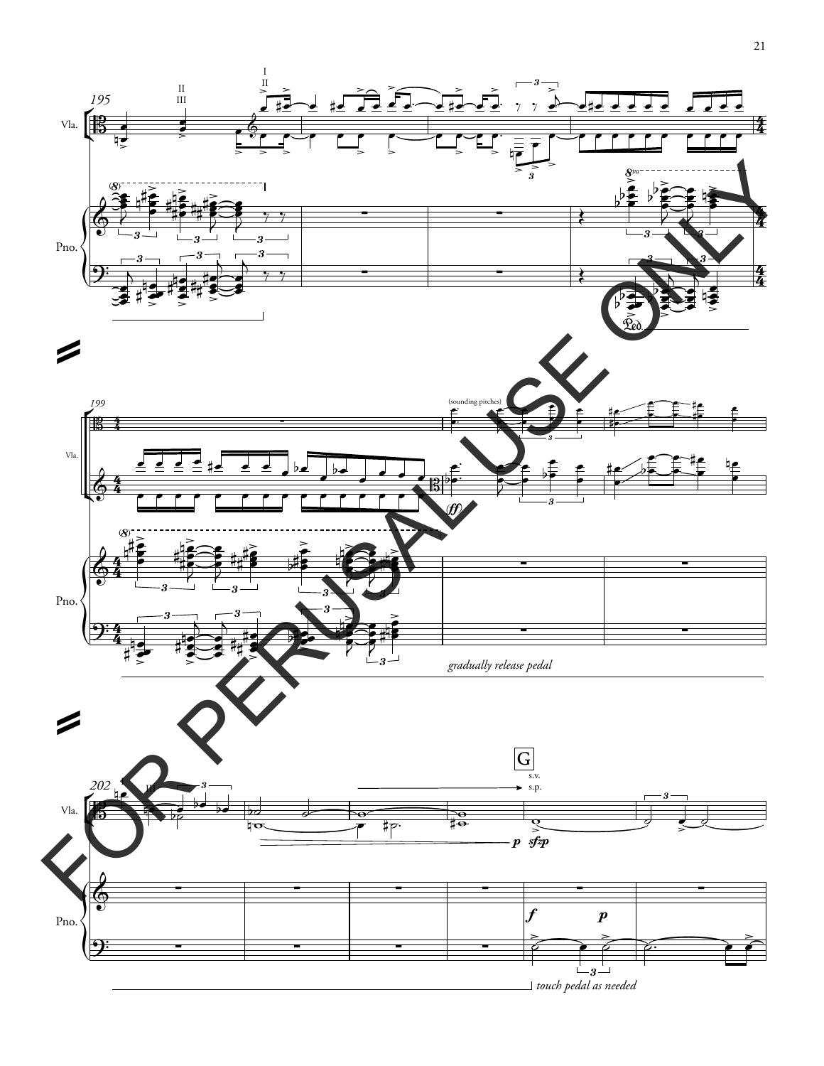Vla.

Pno.

(sounding pitches)

*gradually release pedal*

G

s.v.

s.p.

*touch pedal as needed*

FOR PERUSAL USE ONLY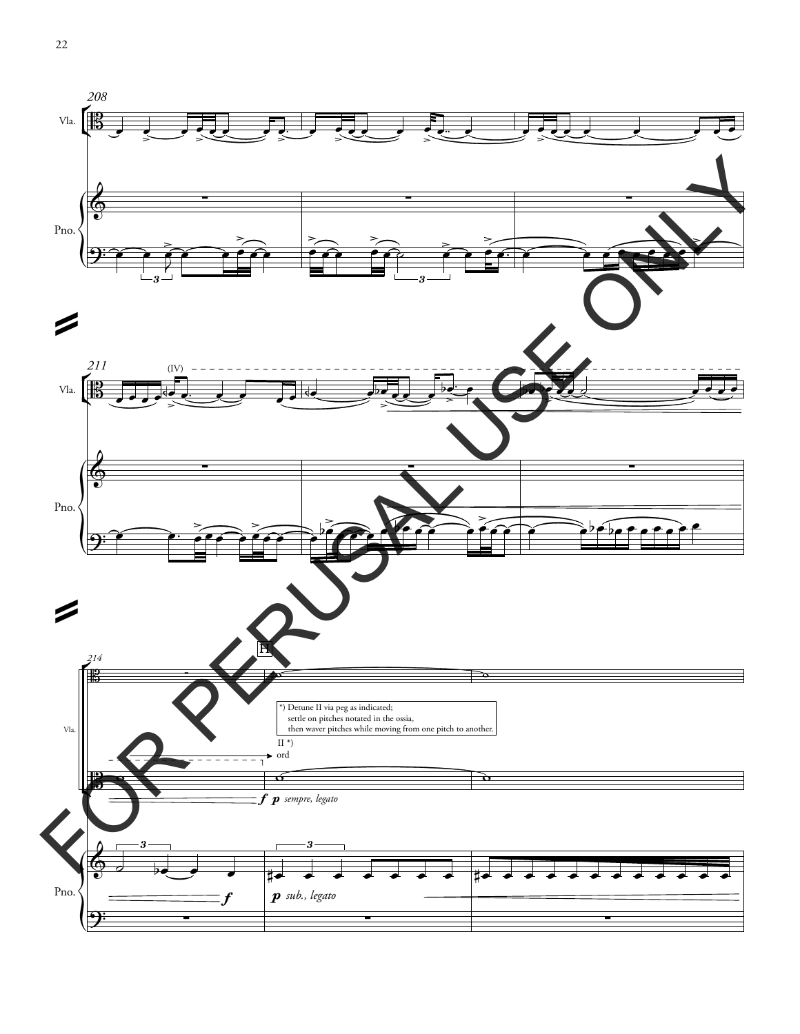*) Detune II via peg as indicated;
settle on pitches notated in the ossia,
then waver pitches while moving from one pitch to another.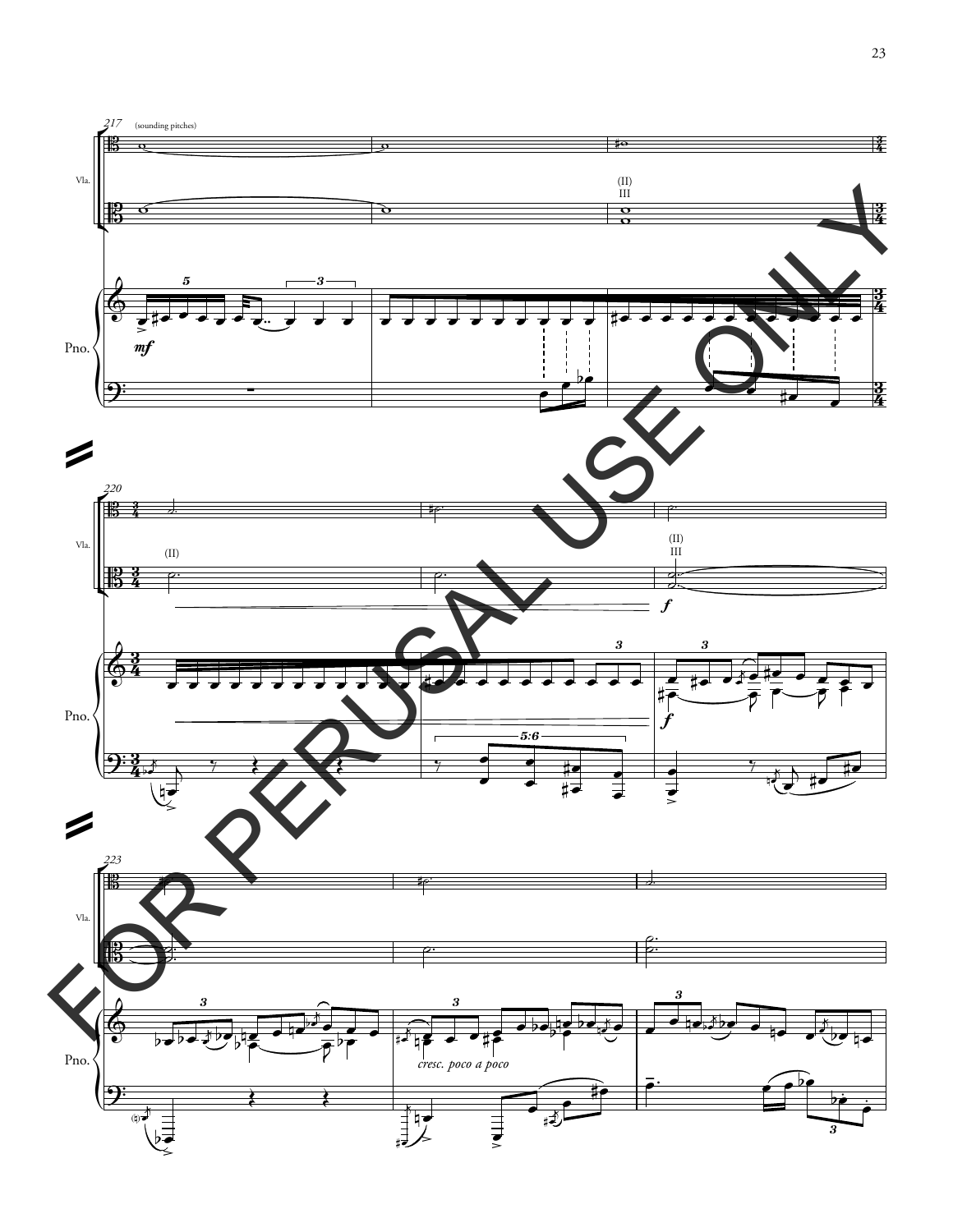(sounding pitches)

Vla.

Pno.

*mf*

Vla.

Pno.

*f*

*f*

Vla.

Pno.

*cresc. poco a poco*

FOR PERUSAL USE ONLY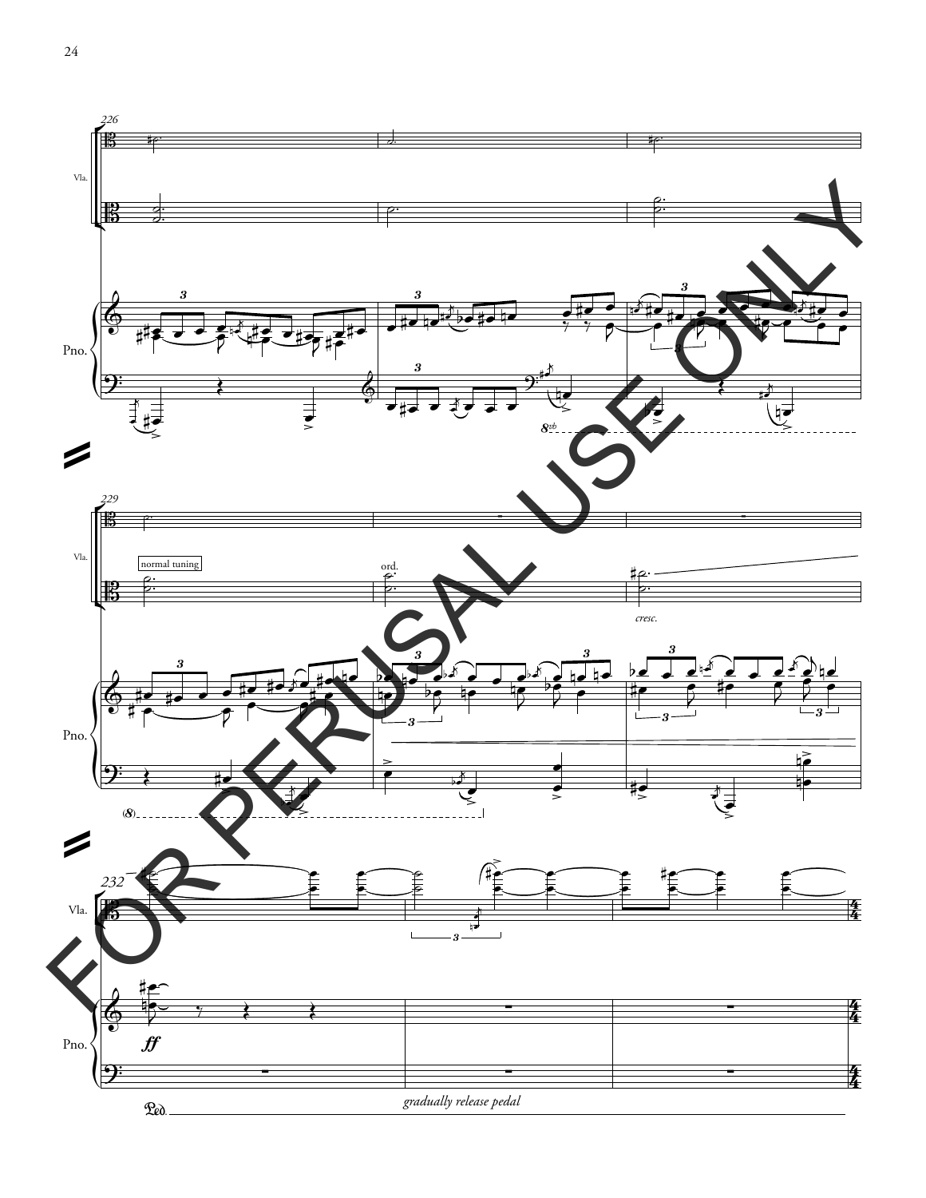Vla.

Pno.

normal tuning

ord.

*cresc.*

***ff***

*gradually release pedal*

FOR PERUSAL USE ONLY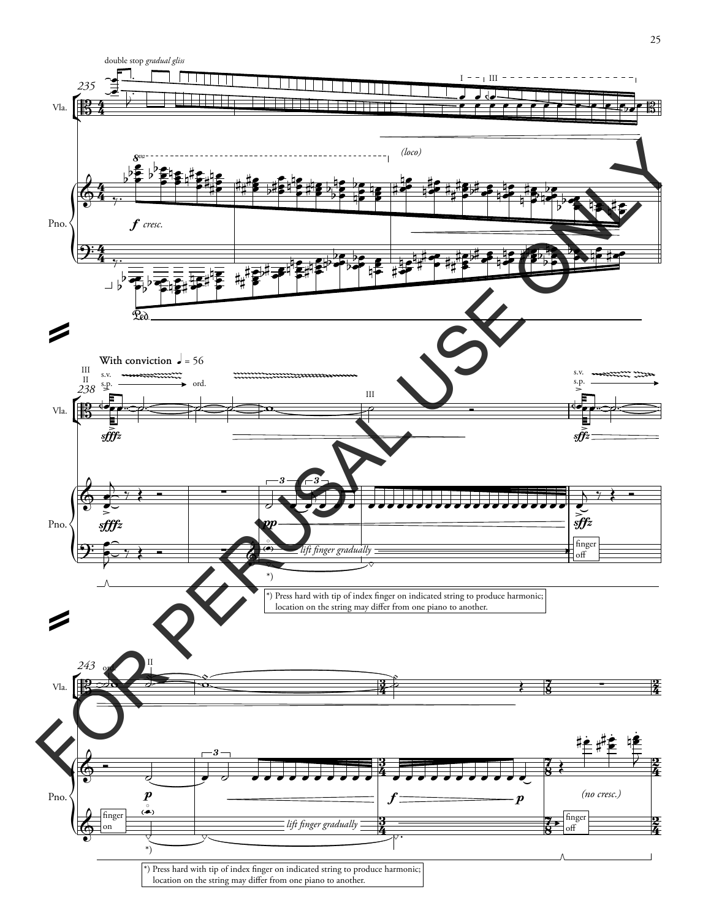*) Press hard with tip of index finger on indicated string to produce harmonic; location on the string may differ from one piano to another.

*) Press hard with tip of index finger on indicated string to produce harmonic; location on the string may differ from one piano to another.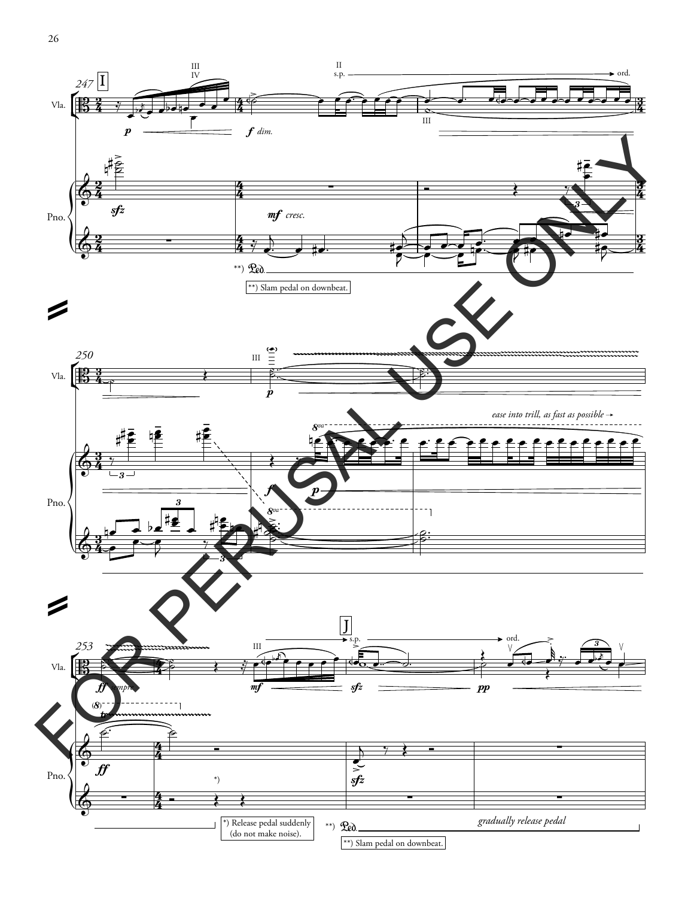**) Slam pedal on downbeat.

*) Release pedal suddenly (do not make noise).

**) Slam pedal on downbeat.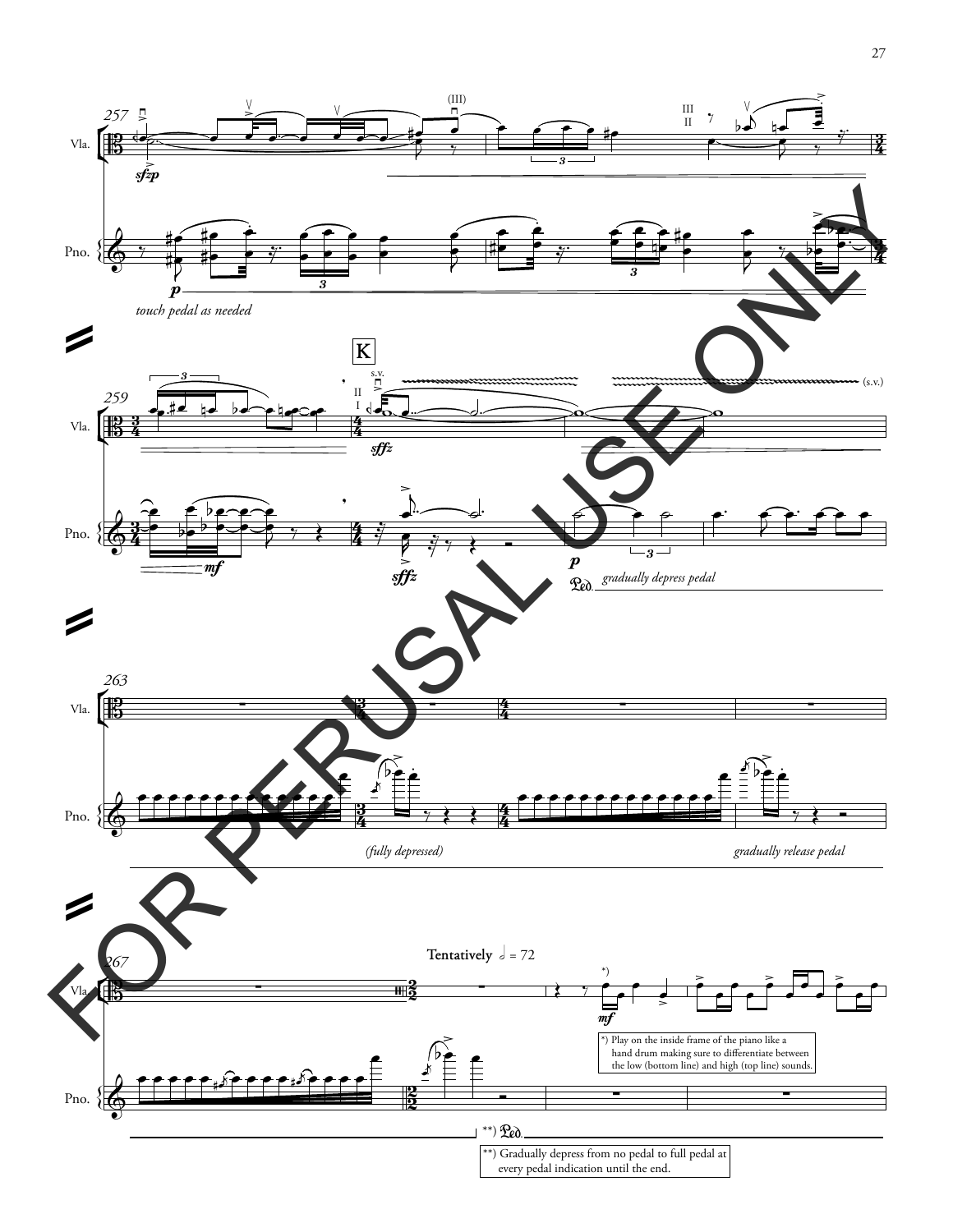*) Play on the inside frame of the piano like a hand drum making sure to differentiate between the low (bottom line) and high (top line) sounds.

**) Gradually depress from no pedal to full pedal at every pedal indication until the end.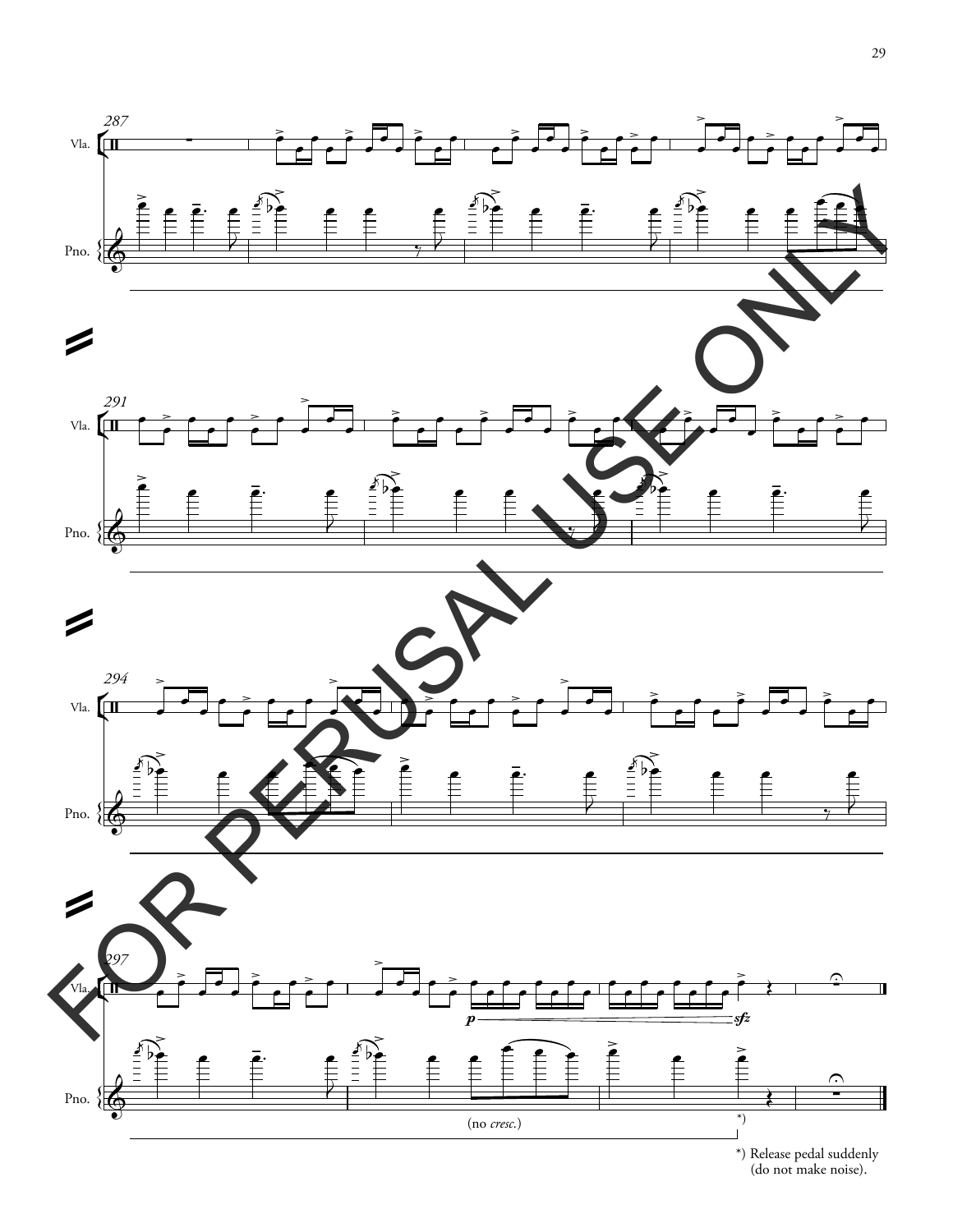Vla.

Pno.

(no *cresc.*)

*) Release pedal suddenly (do not make noise).

FOR PERUSAL USE ONLY